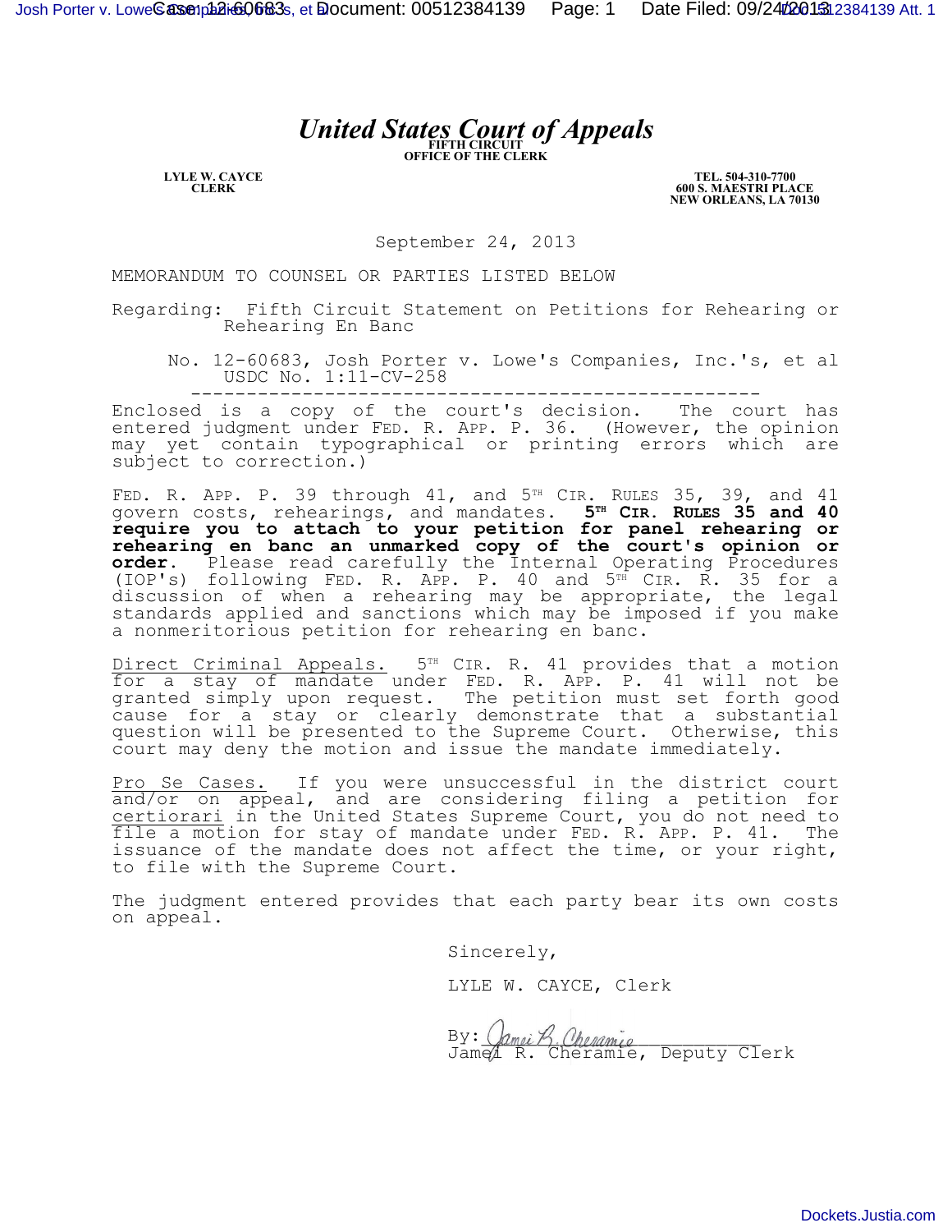# *United States Court of Appeals*

FIFTH CIRCUIT
OFFICE OF THE CLERK

LYLE W. CAYCE
CLERK

TEL. 504-310-7700
600 S. MAESTRI PLACE
NEW ORLEANS, LA 70130

September 24, 2013

MEMORANDUM TO COUNSEL OR PARTIES LISTED BELOW

Regarding: Fifth Circuit Statement on Petitions for Rehearing or Rehearing En Banc

No. 12-60683, Josh Porter v. Lowe's Companies, Inc.'s, et al
USDC No. 1:11-CV-258

---

Enclosed is a copy of the court's decision. The court has entered judgment under FED. R. APP. P. 36. (However, the opinion may yet contain typographical or printing errors which are subject to correction.)

FED. R. APP. P. 39 through 41, and 5TH CIR. RULES 35, 39, and 41 govern costs, rehearings, and mandates. **5TH CIR. RULES 35 and 40 require you to attach to your petition for panel rehearing or rehearing en banc an unmarked copy of the court's opinion or order.** Please read carefully the Internal Operating Procedures (IOP's) following FED. R. APP. P. 40 and 5TH CIR. R. 35 for a discussion of when a rehearing may be appropriate, the legal standards applied and sanctions which may be imposed if you make a nonmeritorious petition for rehearing en banc.

Direct Criminal Appeals. 5TH CIR. R. 41 provides that a motion for a stay of mandate under FED. R. APP. P. 41 will not be granted simply upon request. The petition must set forth good cause for a stay or clearly demonstrate that a substantial question will be presented to the Supreme Court. Otherwise, this court may deny the motion and issue the mandate immediately.

Pro Se Cases. If you were unsuccessful in the district court and/or on appeal, and are considering filing a petition for certiorari in the United States Supreme Court, you do not need to file a motion for stay of mandate under FED. R. APP. P. 41. The issuance of the mandate does not affect the time, or your right, to file with the Supreme Court.

The judgment entered provides that each party bear its own costs on appeal.

Sincerely,

LYLE W. CAYCE, Clerk

By: *Jamei R. Cheramie*
Jamei R. Cheramie, Deputy Clerk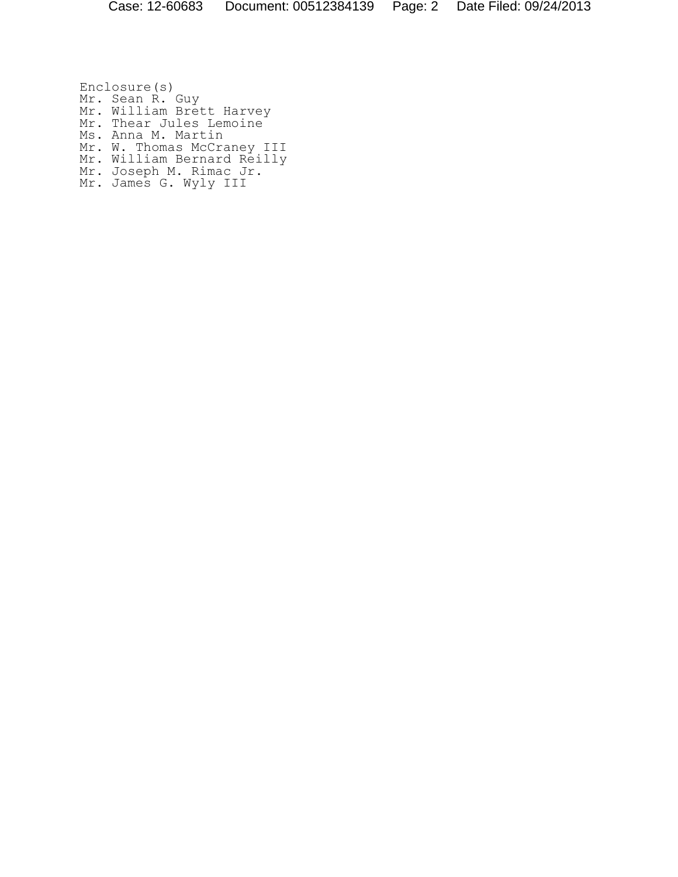Enclosure(s)
Mr. Sean R. Guy
Mr. William Brett Harvey
Mr. Thear Jules Lemoine
Ms. Anna M. Martin
Mr. W. Thomas McCraney III
Mr. William Bernard Reilly
Mr. Joseph M. Rimac Jr.
Mr. James G. Wyly III